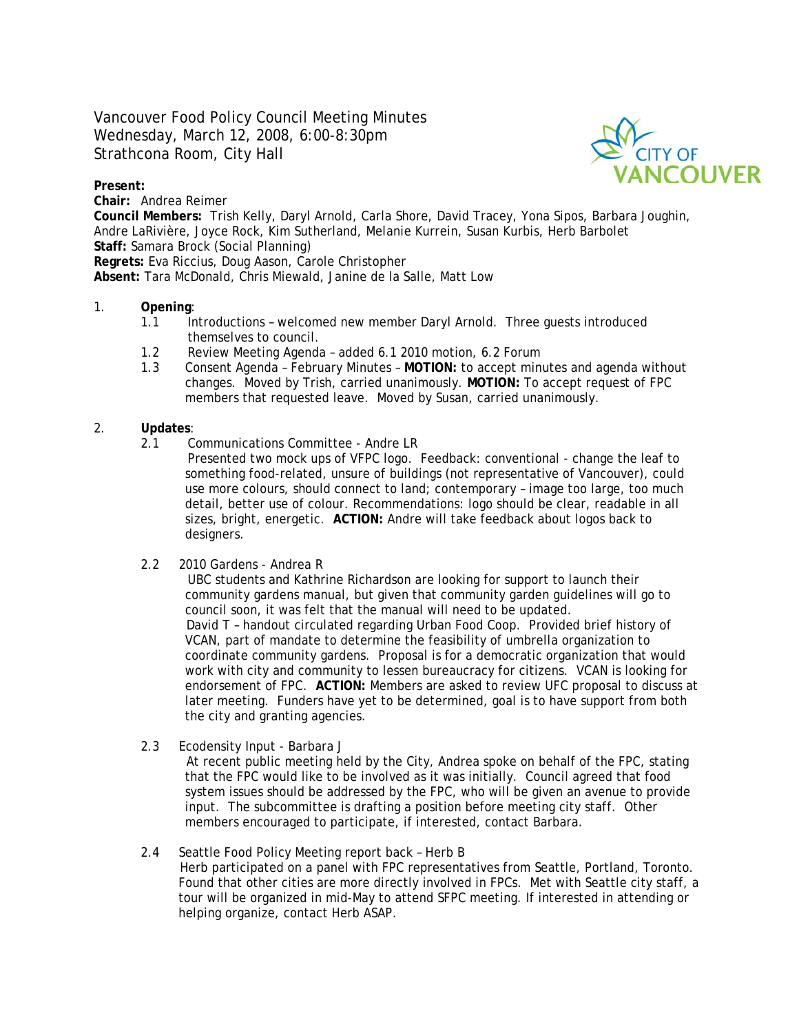# Vancouver Food Policy Council Meeting Minutes

Wednesday, March 12, 2008, 6:00-8:30pm
Strathcona Room, City Hall

**Present:**
**Chair:** Andrea Reimer
**Council Members:** Trish Kelly, Daryl Arnold, Carla Shore, David Tracey, Yona Sipos, Barbara Joughin, Andre LaRivière, Joyce Rock, Kim Sutherland, Melanie Kurrein, Susan Kurbis, Herb Barbolet
**Staff:** Samara Brock (Social Planning)
**Regrets:** Eva Riccius, Doug Aason, Carole Christopher
**Absent:** Tara McDonald, Chris Miewald, Janine de la Salle, Matt Low

1. **Opening**:
   - 1.1 Introductions – welcomed new member Daryl Arnold. Three guests introduced themselves to council.
   - 1.2 Review Meeting Agenda – added 6.1 2010 motion, 6.2 Forum
   - 1.3 Consent Agenda – February Minutes – **MOTION:** to accept minutes and agenda without changes. Moved by Trish, carried unanimously. **MOTION:** To accept request of FPC members that requested leave. Moved by Susan, carried unanimously.

2. **Updates**:
   - 2.1 Communications Committee - Andre LR
     Presented two mock ups of VFPC logo. Feedback: conventional - change the leaf to something food-related, unsure of buildings (not representative of Vancouver), could use more colours, should connect to land; contemporary – image too large, too much detail, better use of colour. Recommendations: logo should be clear, readable in all sizes, bright, energetic. **ACTION:** Andre will take feedback about logos back to designers.
   - 2.2 2010 Gardens - Andrea R
     UBC students and Kathrine Richardson are looking for support to launch their community gardens manual, but given that community garden guidelines will go to council soon, it was felt that the manual will need to be updated.
     David T – handout circulated regarding Urban Food Coop. Provided brief history of VCAN, part of mandate to determine the feasibility of umbrella organization to coordinate community gardens. Proposal is for a democratic organization that would work with city and community to lessen bureaucracy for citizens. VCAN is looking for endorsement of FPC. **ACTION:** Members are asked to review UFC proposal to discuss at later meeting. Funders have yet to be determined, goal is to have support from both the city and granting agencies.
   - 2.3 Ecodensity Input - Barbara J
     At recent public meeting held by the City, Andrea spoke on behalf of the FPC, stating that the FPC would like to be involved as it was initially. Council agreed that food system issues should be addressed by the FPC, who will be given an avenue to provide input. The subcommittee is drafting a position before meeting city staff. Other members encouraged to participate, if interested, contact Barbara.
   - 2.4 Seattle Food Policy Meeting report back – Herb B
     Herb participated on a panel with FPC representatives from Seattle, Portland, Toronto. Found that other cities are more directly involved in FPCs. Met with Seattle city staff, a tour will be organized in mid-May to attend SFPC meeting. If interested in attending or helping organize, contact Herb ASAP.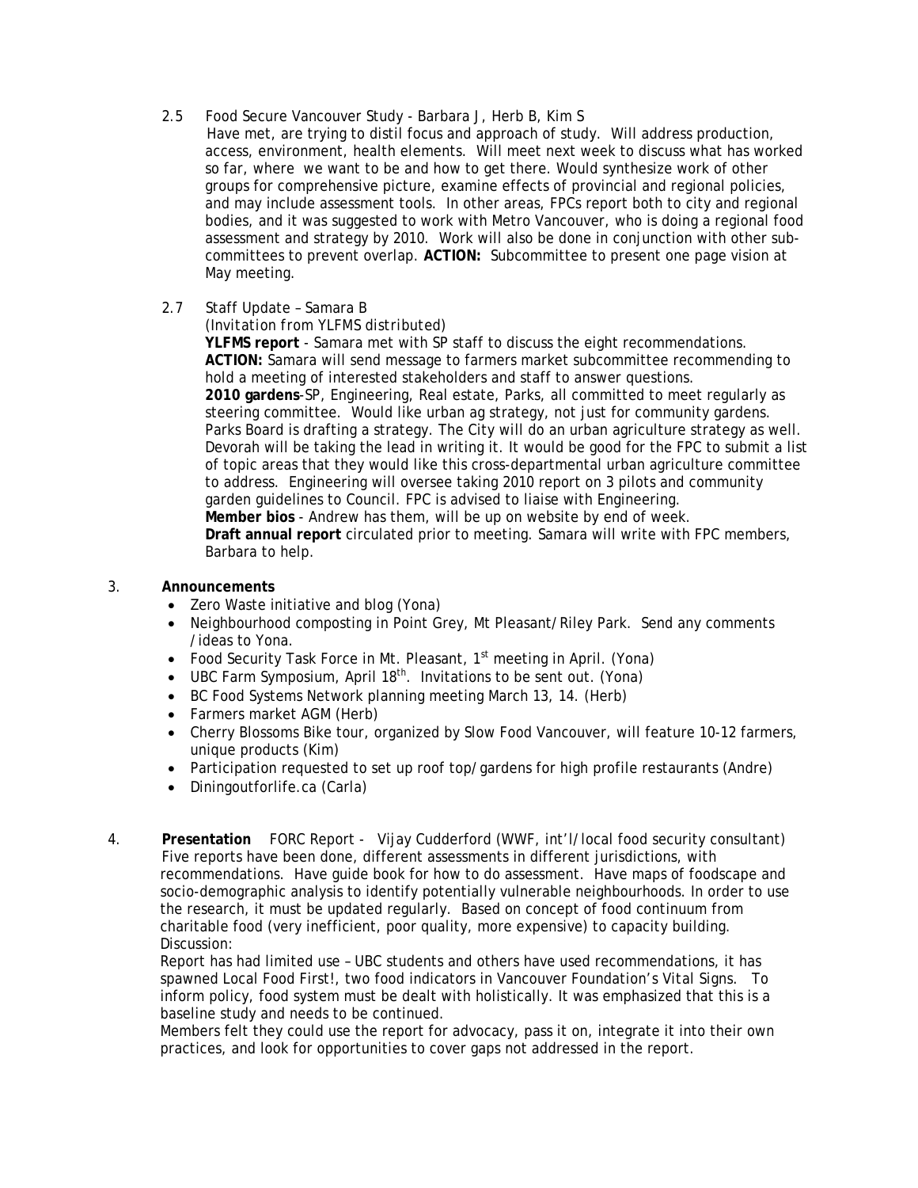2.5 Food Secure Vancouver Study - Barbara J, Herb B, Kim S

Have met, are trying to distil focus and approach of study. Will address production, access, environment, health elements. Will meet next week to discuss what has worked so far, where we want to be and how to get there. Would synthesize work of other groups for comprehensive picture, examine effects of provincial and regional policies, and may include assessment tools. In other areas, FPCs report both to city and regional bodies, and it was suggested to work with Metro Vancouver, who is doing a regional food assessment and strategy by 2010. Work will also be done in conjunction with other sub-committees to prevent overlap. **ACTION:** Subcommittee to present one page vision at May meeting.

2.7 Staff Update – Samara B

*(Invitation from YLFMS distributed)*

**YLFMS report** - Samara met with SP staff to discuss the eight recommendations. **ACTION:** Samara will send message to farmers market subcommittee recommending to hold a meeting of interested stakeholders and staff to answer questions.

**2010 gardens**-SP, Engineering, Real estate, Parks, all committed to meet regularly as steering committee. Would like urban ag strategy, not just for community gardens. Parks Board is drafting a strategy. The City will do an urban agriculture strategy as well. Devorah will be taking the lead in writing it. It would be good for the FPC to submit a list of topic areas that they would like this cross-departmental urban agriculture committee to address. Engineering will oversee taking 2010 report on 3 pilots and community garden guidelines to Council. FPC is advised to liaise with Engineering.

**Member bios** - Andrew has them, will be up on website by end of week.

**Draft annual report** circulated prior to meeting. Samara will write with FPC members, Barbara to help.

3. **Announcements**

- Zero Waste initiative and blog (Yona)
- Neighbourhood composting in Point Grey, Mt Pleasant/Riley Park. Send any comments /ideas to Yona.
- Food Security Task Force in Mt. Pleasant, 1st meeting in April. (Yona)
- UBC Farm Symposium, April 18th. Invitations to be sent out. (Yona)
- BC Food Systems Network planning meeting March 13, 14. (Herb)
- Farmers market AGM (Herb)
- Cherry Blossoms Bike tour, organized by Slow Food Vancouver, will feature 10-12 farmers, unique products (Kim)
- Participation requested to set up roof top/gardens for high profile restaurants (Andre)
- Diningoutforlife.ca (Carla)

4. **Presentation** FORC Report - Vijay Cudderford (WWF, int'l/local food security consultant)

Five reports have been done, different assessments in different jurisdictions, with recommendations. Have guide book for how to do assessment. Have maps of foodscape and socio-demographic analysis to identify potentially vulnerable neighbourhoods. In order to use the research, it must be updated regularly. Based on concept of food continuum from charitable food (very inefficient, poor quality, more expensive) to capacity building.

Discussion:

Report has had limited use – UBC students and others have used recommendations, it has spawned Local Food First!, two food indicators in Vancouver Foundation's *Vital Signs*. To inform policy, food system must be dealt with holistically. It was emphasized that this is a baseline study and needs to be continued.

Members felt they could use the report for advocacy, pass it on, integrate it into their own practices, and look for opportunities to cover gaps not addressed in the report.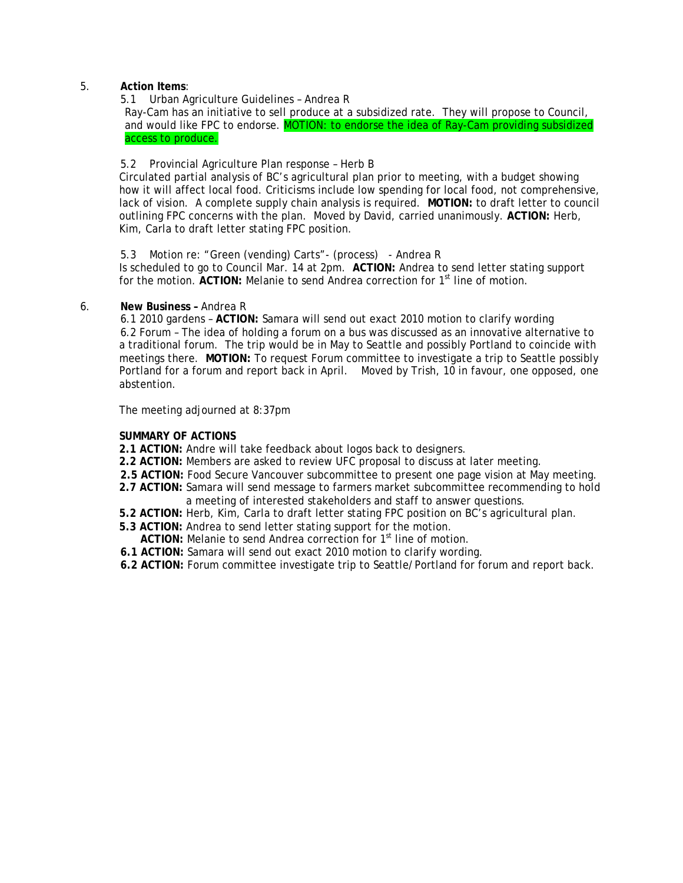5. **Action Items**:

5.1 Urban Agriculture Guidelines – Andrea R

Ray-Cam has an initiative to sell produce at a subsidized rate. They will propose to Council, and would like FPC to endorse. MOTION: to endorse the idea of Ray-Cam providing subsidized access to produce.

5.2 Provincial Agriculture Plan response – Herb B

Circulated partial analysis of BC's agricultural plan prior to meeting, with a budget showing how it will affect local food. Criticisms include low spending for local food, not comprehensive, lack of vision. A complete supply chain analysis is required. **MOTION:** to draft letter to council outlining FPC concerns with the plan. Moved by David, carried unanimously. **ACTION:** Herb, Kim, Carla to draft letter stating FPC position.

5.3 Motion re: "Green (vending) Carts"- (process) - Andrea R

Is scheduled to go to Council Mar. 14 at 2pm. **ACTION:** Andrea to send letter stating support for the motion. **ACTION:** Melanie to send Andrea correction for 1st line of motion.

6. **New Business –** Andrea R

6.1 2010 gardens – **ACTION:** Samara will send out exact 2010 motion to clarify wording

6.2 Forum – The idea of holding a forum on a bus was discussed as an innovative alternative to a traditional forum. The trip would be in May to Seattle and possibly Portland to coincide with meetings there. **MOTION:** To request Forum committee to investigate a trip to Seattle possibly Portland for a forum and report back in April. Moved by Trish, 10 in favour, one opposed, one abstention.

The meeting adjourned at 8:37pm

**SUMMARY OF ACTIONS**

**2.1 ACTION:** Andre will take feedback about logos back to designers.
**2.2 ACTION:** Members are asked to review UFC proposal to discuss at later meeting.
**2.5 ACTION:** Food Secure Vancouver subcommittee to present one page vision at May meeting.
**2.7 ACTION:** Samara will send message to farmers market subcommittee recommending to hold a meeting of interested stakeholders and staff to answer questions.
**5.2 ACTION:** Herb, Kim, Carla to draft letter stating FPC position on BC's agricultural plan.
**5.3 ACTION:** Andrea to send letter stating support for the motion.
**ACTION:** Melanie to send Andrea correction for 1st line of motion.
**6.1 ACTION:** Samara will send out exact 2010 motion to clarify wording.
**6.2 ACTION:** Forum committee investigate trip to Seattle/Portland for forum and report back.